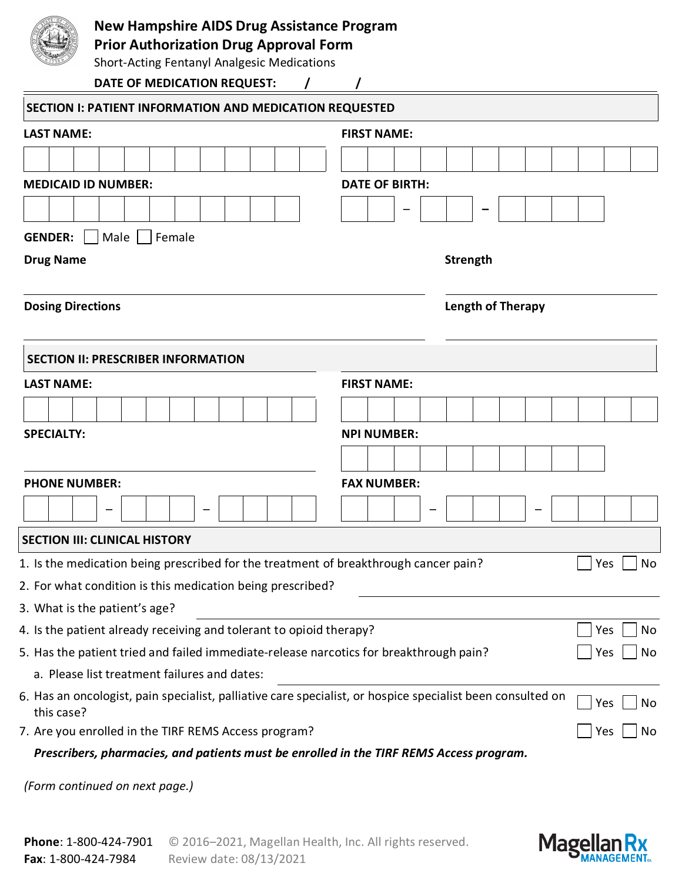# New Hampshire AIDS Drug Assistance Program
## Prior Authorization Drug Approval Form

Short-Acting Fentanyl Analgesic Medications

**DATE OF MEDICATION REQUEST:** / /

## SECTION I: PATIENT INFORMATION AND MEDICATION REQUESTED

**LAST NAME:**

**FIRST NAME:**

**MEDICAID ID NUMBER:**

**DATE OF BIRTH:** – –

**GENDER:** ☐ Male ☐ Female

**Drug Name**

**Strength**

**Dosing Directions**

**Length of Therapy**

## SECTION II: PRESCRIBER INFORMATION

**LAST NAME:**

**FIRST NAME:**

**SPECIALTY:**

**NPI NUMBER:**

**PHONE NUMBER:** – –

**FAX NUMBER:** – –

## SECTION III: CLINICAL HISTORY

1. Is the medication being prescribed for the treatment of breakthrough cancer pain? ☐ Yes ☐ No
2. For what condition is this medication being prescribed?
3. What is the patient's age?
4. Is the patient already receiving and tolerant to opioid therapy? ☐ Yes ☐ No
5. Has the patient tried and failed immediate-release narcotics for breakthrough pain? ☐ Yes ☐ No
   a. Please list treatment failures and dates:
6. Has an oncologist, pain specialist, palliative care specialist, or hospice specialist been consulted on this case? ☐ Yes ☐ No
7. Are you enrolled in the TIRF REMS Access program? ☐ Yes ☐ No

***Prescribers, pharmacies, and patients must be enrolled in the TIRF REMS Access program.***

*(Form continued on next page.)*

**Phone**: 1-800-424-7901
**Fax**: 1-800-424-7984

© 2016–2021, Magellan Health, Inc. All rights reserved.
Review date: 08/13/2021

Magellan Rx MANAGEMENT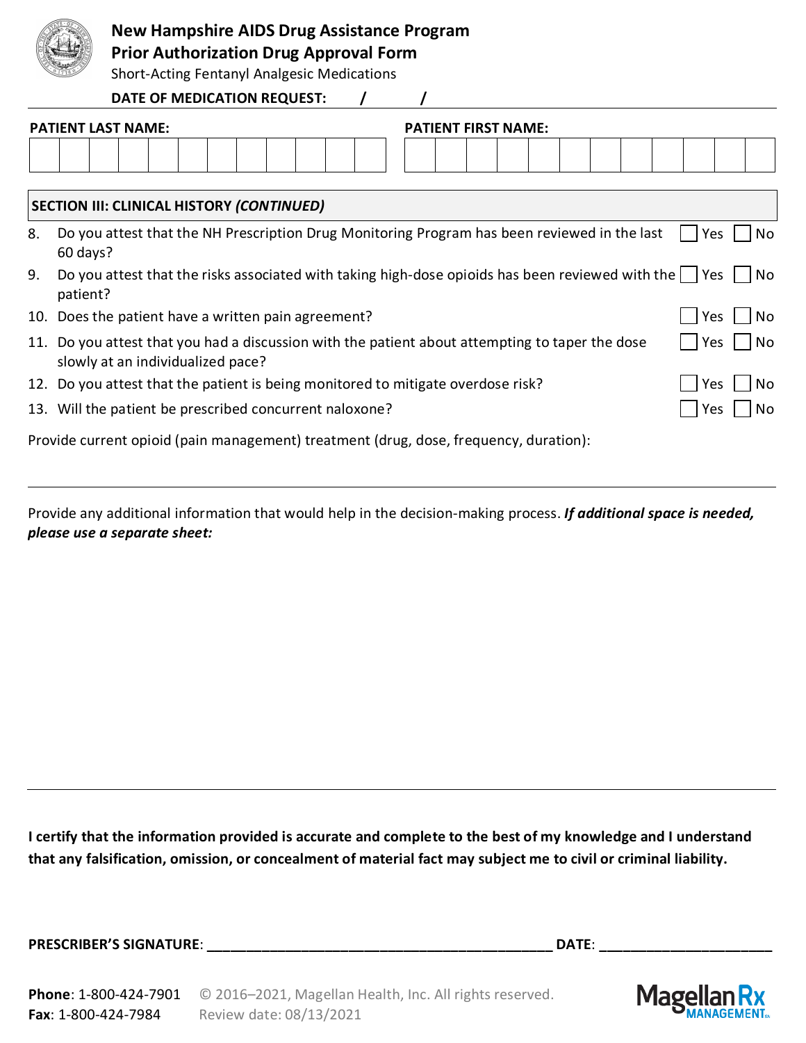**New Hampshire AIDS Drug Assistance Program**
**Prior Authorization Drug Approval Form**
Short-Acting Fentanyl Analgesic Medications

**DATE OF MEDICATION REQUEST:** / /

**PATIENT LAST NAME:** **PATIENT FIRST NAME:**

## SECTION III: CLINICAL HISTORY *(CONTINUED)*

8. Do you attest that the NH Prescription Drug Monitoring Program has been reviewed in the last 60 days? ☐ Yes ☐ No
9. Do you attest that the risks associated with taking high-dose opioids has been reviewed with the patient? ☐ Yes ☐ No
10. Does the patient have a written pain agreement? ☐ Yes ☐ No
11. Do you attest that you had a discussion with the patient about attempting to taper the dose slowly at an individualized pace? ☐ Yes ☐ No
12. Do you attest that the patient is being monitored to mitigate overdose risk? ☐ Yes ☐ No
13. Will the patient be prescribed concurrent naloxone? ☐ Yes ☐ No

Provide current opioid (pain management) treatment (drug, dose, frequency, duration):

Provide any additional information that would help in the decision-making process. ***If additional space is needed, please use a separate sheet:***

**I certify that the information provided is accurate and complete to the best of my knowledge and I understand that any falsification, omission, or concealment of material fact may subject me to civil or criminal liability.**

**PRESCRIBER'S SIGNATURE**: ______________________________ **DATE**: ____________________

**Phone**: 1-800-424-7901
**Fax**: 1-800-424-7984

© 2016–2021, Magellan Health, Inc. All rights reserved.
Review date: 08/13/2021

Magellan Rx MANAGEMENT